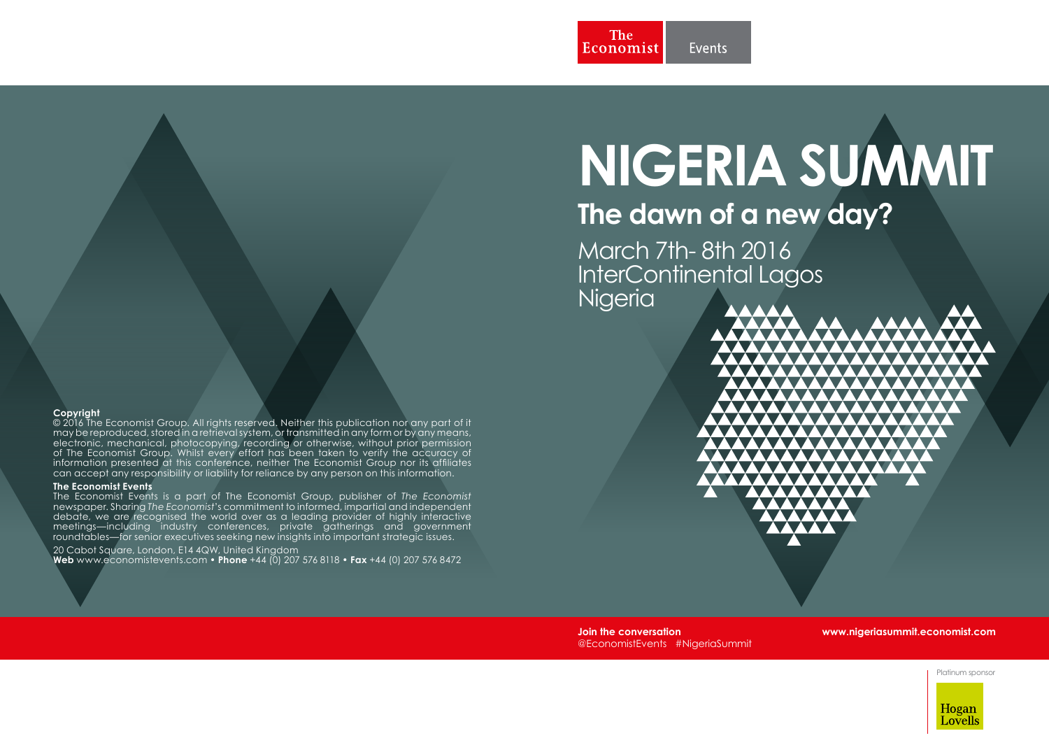The Economist Events

# NIGERIA SUMMIT

## The dawn of a new day?

March 7th- 8th 2016
InterContinental Lagos
Nigeria

**Copyright**
© 2016 The Economist Group. All rights reserved. Neither this publication nor any part of it may be reproduced, stored in a retrieval system, or transmitted in any form or by any means, electronic, mechanical, photocopying, recording or otherwise, without prior permission of The Economist Group. Whilst every effort has been taken to verify the accuracy of information presented at this conference, neither The Economist Group nor its affiliates can accept any responsibility or liability for reliance by any person on this information.

**The Economist Events**
The Economist Events is a part of The Economist Group, publisher of *The Economist* newspaper. Sharing *The Economist's* commitment to informed, impartial and independent debate, we are recognised the world over as a leading provider of highly interactive meetings—including industry conferences, private gatherings and government roundtables—for senior executives seeking new insights into important strategic issues.

20 Cabot Square, London, E14 4QW, United Kingdom
**Web** www.economistevents.com • **Phone** +44 (0) 207 576 8118 • **Fax** +44 (0) 207 576 8472

**Join the conversation**
@EconomistEvents #NigeriaSummit

**www.nigeriasummit.economist.com**

Platinum sponsor

Hogan Lovells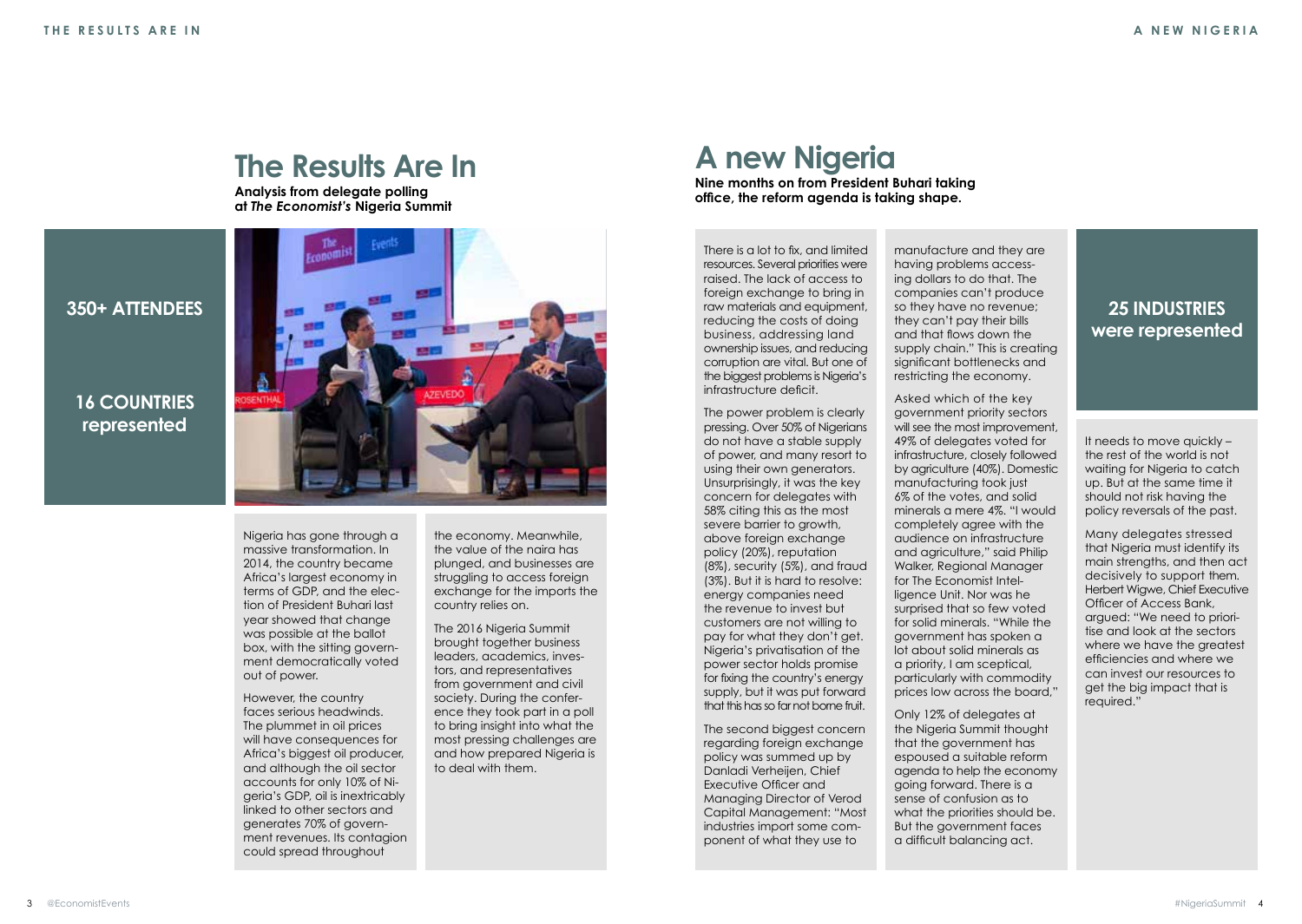# The Results Are In

**Analysis from delegate polling at *The Economist's* Nigeria Summit**

**350+ ATTENDEES**

**16 COUNTRIES represented**

Nigeria has gone through a massive transformation. In 2014, the country became Africa's largest economy in terms of GDP, and the election of President Buhari last year showed that change was possible at the ballot box, with the sitting government democratically voted out of power.

However, the country faces serious headwinds. The plummet in oil prices will have consequences for Africa's biggest oil producer, and although the oil sector accounts for only 10% of Nigeria's GDP, oil is inextricably linked to other sectors and generates 70% of government revenues. Its contagion could spread throughout the economy. Meanwhile, the value of the naira has plunged, and businesses are struggling to access foreign exchange for the imports the country relies on.

The 2016 Nigeria Summit brought together business leaders, academics, investors, and representatives from government and civil society. During the conference they took part in a poll to bring insight into what the most pressing challenges are and how prepared Nigeria is to deal with them.

# A new Nigeria

**Nine months on from President Buhari taking office, the reform agenda is taking shape.**

There is a lot to fix, and limited resources. Several priorities were raised. The lack of access to foreign exchange to bring in raw materials and equipment, reducing the costs of doing business, addressing land ownership issues, and reducing corruption are vital. But one of the biggest problems is Nigeria's infrastructure deficit.

The power problem is clearly pressing. Over 50% of Nigerians do not have a stable supply of power, and many resort to using their own generators. Unsurprisingly, it was the key concern for delegates with 58% citing this as the most severe barrier to growth, above foreign exchange policy (20%), reputation (8%), security (5%), and fraud (3%). But it is hard to resolve: energy companies need the revenue to invest but customers are not willing to pay for what they don't get. Nigeria's privatisation of the power sector holds promise for fixing the country's energy supply, but it was put forward that this has so far not borne fruit.

The second biggest concern regarding foreign exchange policy was summed up by Danladi Verheijen, Chief Executive Officer and Managing Director of Verod Capital Management: "Most industries import some component of what they use to manufacture and they are having problems accessing dollars to do that. The companies can't produce so they have no revenue; they can't pay their bills and that flows down the supply chain." This is creating significant bottlenecks and restricting the economy.

Asked which of the key government priority sectors will see the most improvement, 49% of delegates voted for infrastructure, closely followed by agriculture (40%). Domestic manufacturing took just 6% of the votes, and solid minerals a mere 4%. "I would completely agree with the audience on infrastructure and agriculture," said Philip Walker, Regional Manager for The Economist Intelligence Unit. Nor was he surprised that so few voted for solid minerals. "While the government has spoken a lot about solid minerals as a priority, I am sceptical, particularly with commodity prices low across the board,"

Only 12% of delegates at the Nigeria Summit thought that the government has espoused a suitable reform agenda to help the economy going forward. There is a sense of confusion as to what the priorities should be. But the government faces a difficult balancing act.

**25 INDUSTRIES were represented**

It needs to move quickly – the rest of the world is not waiting for Nigeria to catch up. But at the same time it should not risk having the policy reversals of the past.

Many delegates stressed that Nigeria must identify its main strengths, and then act decisively to support them. Herbert Wigwe, Chief Executive Officer of Access Bank, argued: "We need to prioritise and look at the sectors where we have the greatest efficiencies and where we can invest our resources to get the big impact that is required."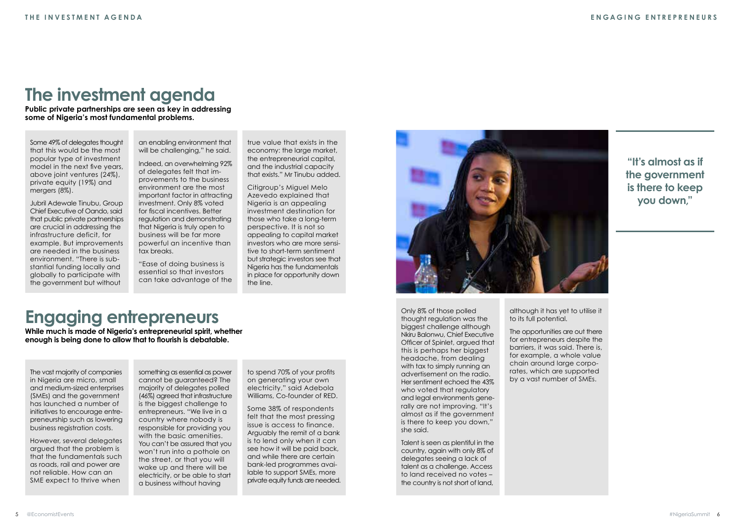# The investment agenda

**Public private partnerships are seen as key in addressing some of Nigeria's most fundamental problems.**

Some 49% of delegates thought that this would be the most popular type of investment model in the next five years, above joint ventures (24%), private equity (19%) and mergers (8%).

Jubril Adewale Tinubu, Group Chief Executive of Oando, said that public private partnerships are crucial in addressing the infrastructure deficit, for example. But improvements are needed in the business environment. "There is substantial funding locally and globally to participate with the government but without an enabling environment that will be challenging," he said.

Indeed, an overwhelming 92% of delegates felt that improvements to the business environment are the most important factor in attracting investment. Only 8% voted for fiscal incentives. Better regulation and demonstrating that Nigeria is truly open to business will be far more powerful an incentive than tax breaks.

"Ease of doing business is essential so that investors can take advantage of the true value that exists in the economy: the large market, the entrepreneurial capital, and the industrial capacity that exists." Mr Tinubu added.

Citigroup's Miguel Melo Azevedo explained that Nigeria is an appealing investment destination for those who take a long-term perspective. It is not so appealing to capital market investors who are more sensitive to short-term sentiment but strategic investors see that Nigeria has the fundamentals in place for opportunity down the line.

# Engaging entrepreneurs

**While much is made of Nigeria's entrepreneurial spirit, whether enough is being done to allow that to flourish is debatable.**

The vast majority of companies in Nigeria are micro, small and medium-sized enterprises (SMEs) and the government has launched a number of initiatives to encourage entrepreneurship such as lowering business registration costs.

However, several delegates argued that the problem is that the fundamentals such as roads, rail and power are not reliable. How can an SME expect to thrive when something as essential as power cannot be guaranteed? The majority of delegates polled (46%) agreed that infrastructure is the biggest challenge to entrepreneurs. "We live in a country where nobody is responsible for providing you with the basic amenities. You can't be assured that you won't run into a pothole on the street, or that you will wake up and there will be electricity, or be able to start a business without having to spend 70% of your profits on generating your own electricity," said Adebola Williams, Co-founder of RED.

Some 38% of respondents felt that the most pressing issue is access to finance. Arguably the remit of a bank is to lend only when it can see how it will be paid back, and while there are certain bank-led programmes available to support SMEs, more private equity funds are needed.

> **"It's almost as if the government is there to keep you down,"**

Only 8% of those polled thought regulation was the biggest challenge although Nkiru Balonwu, Chief Executive Officer of Spinlet, argued that this is perhaps her biggest headache, from dealing with tax to simply running an advertisement on the radio. Her sentiment echoed the 43% who voted that regulatory and legal environments generally are not improving. "It's almost as if the government is there to keep you down," she said.

Talent is seen as plentiful in the country, again with only 8% of delegates seeing a lack of talent as a challenge. Access to land received no votes – the country is not short of land, although it has yet to utilise it to its full potential.

The opportunities are out there for entrepreneurs despite the barriers, it was said. There is, for example, a whole value chain around large corporates, which are supported by a vast number of SMEs.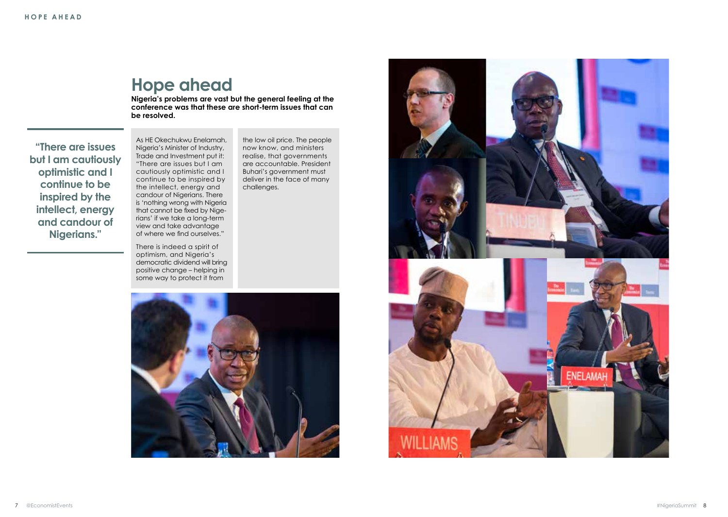# Hope ahead

**Nigeria's problems are vast but the general feeling at the conference was that these are short-term issues that can be resolved.**

> **"There are issues but I am cautiously optimistic and I continue to be inspired by the intellect, energy and candour of Nigerians."**

As HE Okechukwu Enelamah, Nigeria's Minister of Industry, Trade and Investment put it: "There are issues but I am cautiously optimistic and I continue to be inspired by the intellect, energy and candour of Nigerians. There is 'nothing wrong with Nigeria that cannot be fixed by Nigerians' if we take a long-term view and take advantage of where we find ourselves."

There is indeed a spirit of optimism, and Nigeria's democratic dividend will bring positive change – helping in some way to protect it from the low oil price. The people now know, and ministers realise, that governments are accountable. President Buhari's government must deliver in the face of many challenges.